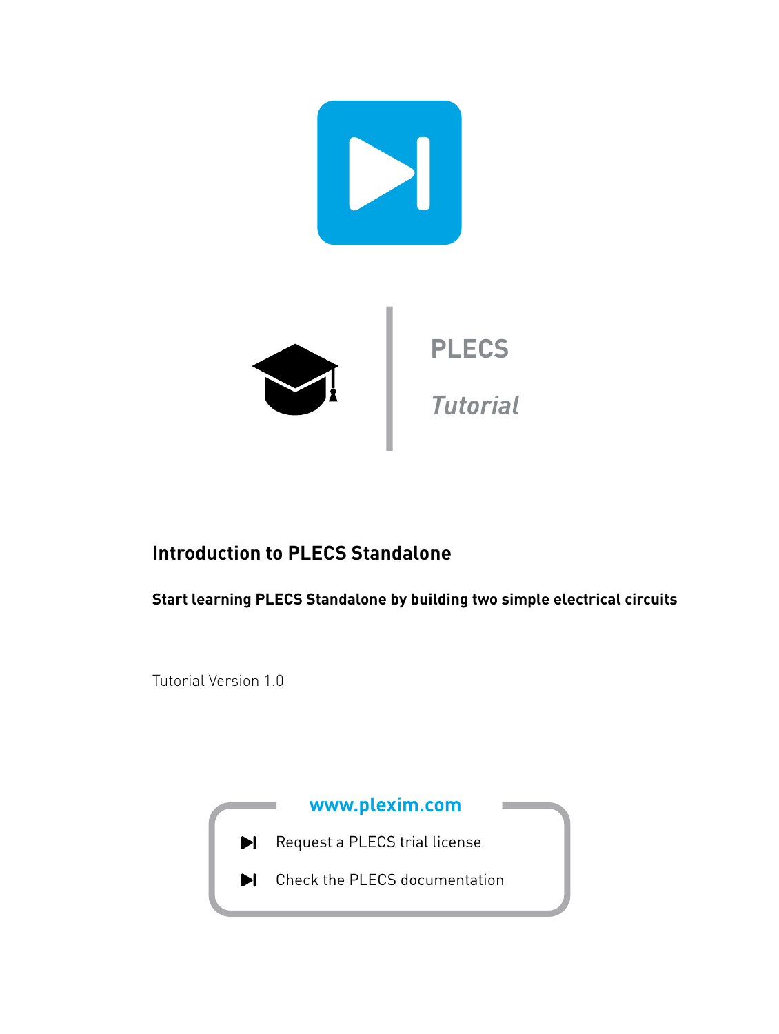PLECS

*Tutorial*

# Introduction to PLECS Standalone

**Start learning PLECS Standalone by building two simple electrical circuits**

Tutorial Version 1.0

**www.plexim.com**

- Request a PLECS trial license
- Check the PLECS documentation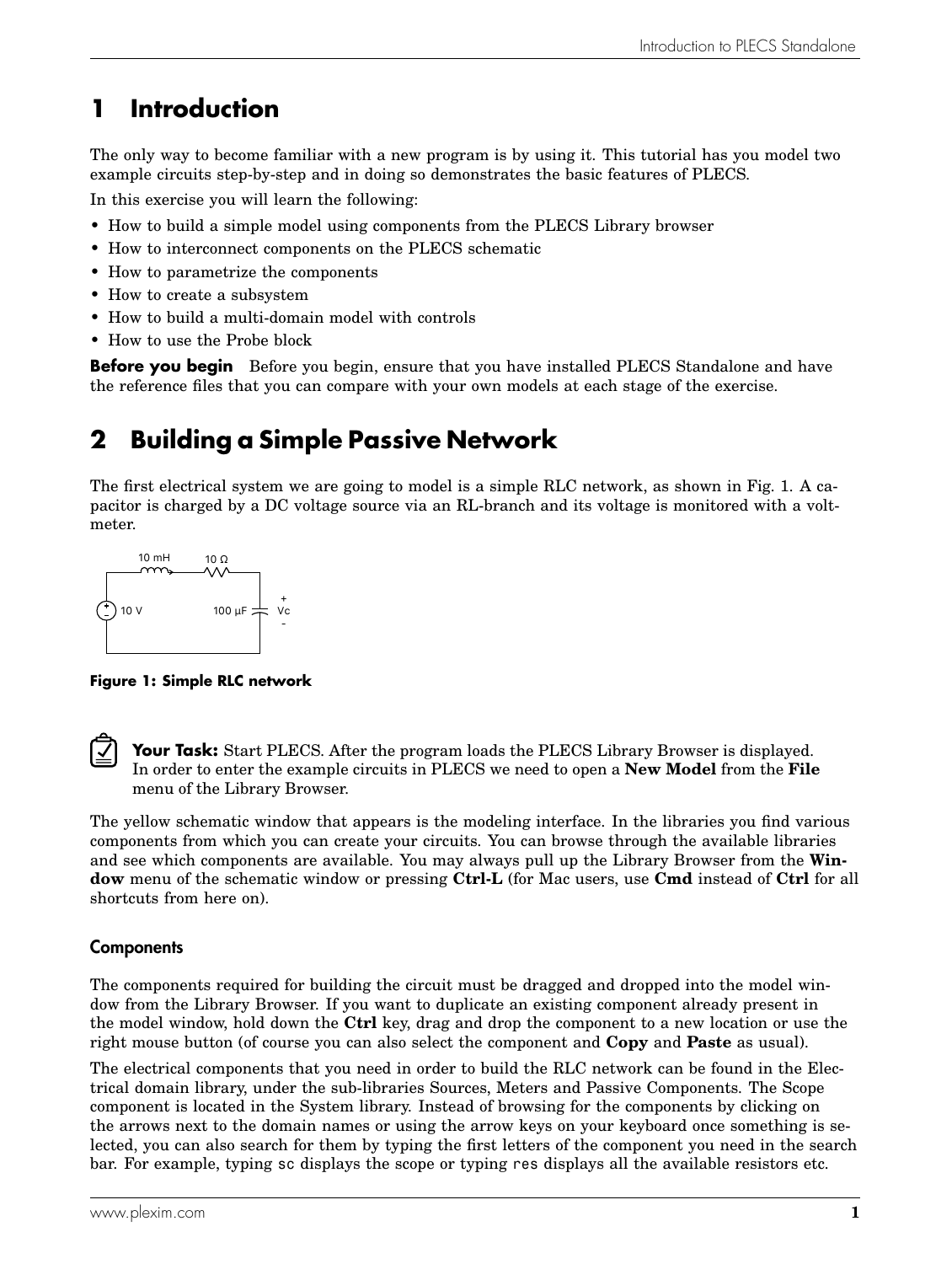# 1 Introduction

The only way to become familiar with a new program is by using it. This tutorial has you model two example circuits step-by-step and in doing so demonstrates the basic features of PLECS.

In this exercise you will learn the following:

- How to build a simple model using components from the PLECS Library browser
- How to interconnect components on the PLECS schematic
- How to parametrize the components
- How to create a subsystem
- How to build a multi-domain model with controls
- How to use the Probe block

**Before you begin** Before you begin, ensure that you have installed PLECS Standalone and have the reference files that you can compare with your own models at each stage of the exercise.

# 2 Building a Simple Passive Network

The first electrical system we are going to model is a simple RLC network, as shown in Fig. 1. A capacitor is charged by a DC voltage source via an RL-branch and its voltage is monitored with a voltmeter.

**Figure 1: Simple RLC network**

**Your Task:** Start PLECS. After the program loads the PLECS Library Browser is displayed. In order to enter the example circuits in PLECS we need to open a **New Model** from the **File** menu of the Library Browser.

The yellow schematic window that appears is the modeling interface. In the libraries you find various components from which you can create your circuits. You can browse through the available libraries and see which components are available. You may always pull up the Library Browser from the **Window** menu of the schematic window or pressing **Ctrl-L** (for Mac users, use **Cmd** instead of **Ctrl** for all shortcuts from here on).

### Components

The components required for building the circuit must be dragged and dropped into the model window from the Library Browser. If you want to duplicate an existing component already present in the model window, hold down the **Ctrl** key, drag and drop the component to a new location or use the right mouse button (of course you can also select the component and **Copy** and **Paste** as usual).

The electrical components that you need in order to build the RLC network can be found in the Electrical domain library, under the sub-libraries Sources, Meters and Passive Components. The Scope component is located in the System library. Instead of browsing for the components by clicking on the arrows next to the domain names or using the arrow keys on your keyboard once something is selected, you can also search for them by typing the first letters of the component you need in the search bar. For example, typing `sc` displays the scope or typing `res` displays all the available resistors etc.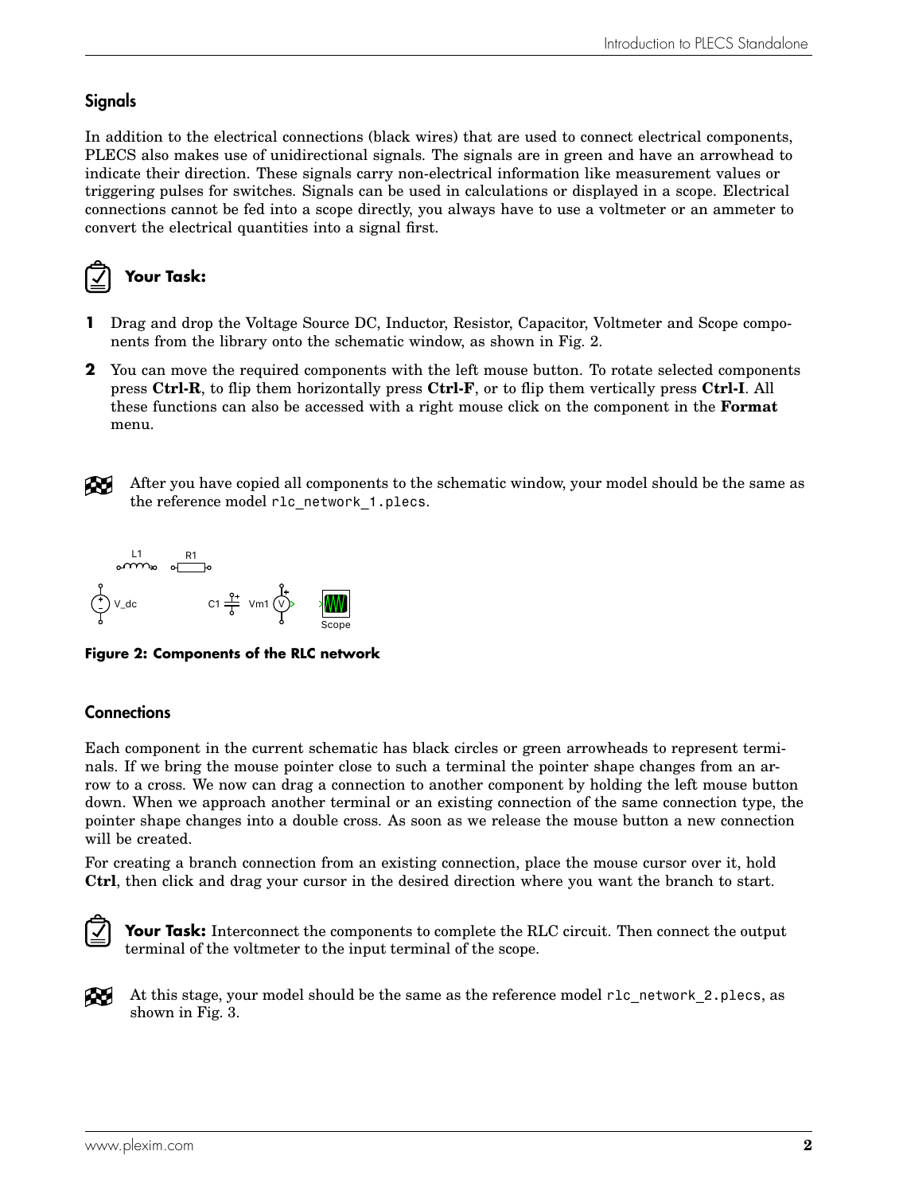## Signals

In addition to the electrical connections (black wires) that are used to connect electrical components, PLECS also makes use of unidirectional signals. The signals are in green and have an arrowhead to indicate their direction. These signals carry non-electrical information like measurement values or triggering pulses for switches. Signals can be used in calculations or displayed in a scope. Electrical connections cannot be fed into a scope directly, you always have to use a voltmeter or an ammeter to convert the electrical quantities into a signal first.

**Your Task:**

1. Drag and drop the Voltage Source DC, Inductor, Resistor, Capacitor, Voltmeter and Scope components from the library onto the schematic window, as shown in Fig. 2.
2. You can move the required components with the left mouse button. To rotate selected components press **Ctrl-R**, to flip them horizontally press **Ctrl-F**, or to flip them vertically press **Ctrl-I**. All these functions can also be accessed with a right mouse click on the component in the **Format** menu.

After you have copied all components to the schematic window, your model should be the same as the reference model `rlc_network_1.plecs`.

**Figure 2: Components of the RLC network**

## Connections

Each component in the current schematic has black circles or green arrowheads to represent terminals. If we bring the mouse pointer close to such a terminal the pointer shape changes from an arrow to a cross. We now can drag a connection to another component by holding the left mouse button down. When we approach another terminal or an existing connection of the same connection type, the pointer shape changes into a double cross. As soon as we release the mouse button a new connection will be created.

For creating a branch connection from an existing connection, place the mouse cursor over it, hold **Ctrl**, then click and drag your cursor in the desired direction where you want the branch to start.

**Your Task:** Interconnect the components to complete the RLC circuit. Then connect the output terminal of the voltmeter to the input terminal of the scope.

At this stage, your model should be the same as the reference model `rlc_network_2.plecs`, as shown in Fig. 3.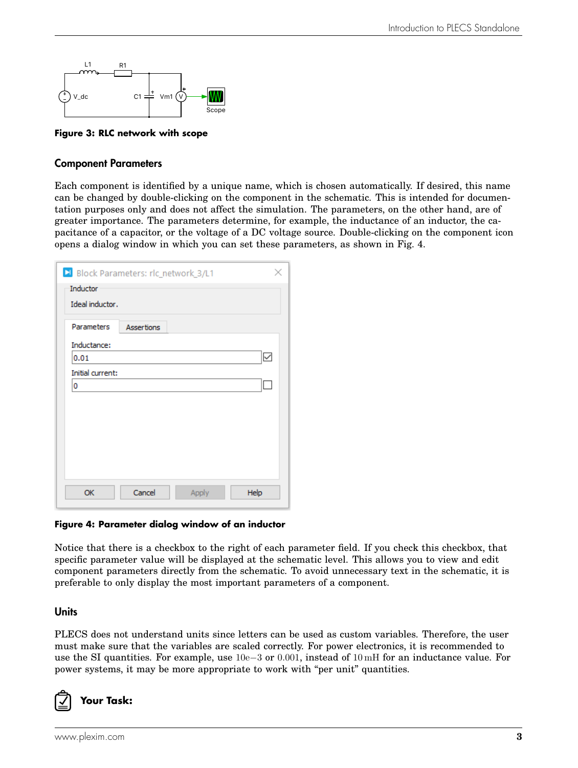**Figure 3: RLC network with scope**

### Component Parameters

Each component is identified by a unique name, which is chosen automatically. If desired, this name can be changed by double-clicking on the component in the schematic. This is intended for documentation purposes only and does not affect the simulation. The parameters, on the other hand, are of greater importance. The parameters determine, for example, the inductance of an inductor, the capacitance of a capacitor, or the voltage of a DC voltage source. Double-clicking on the component icon opens a dialog window in which you can set these parameters, as shown in Fig. 4.

**Figure 4: Parameter dialog window of an inductor**

Notice that there is a checkbox to the right of each parameter field. If you check this checkbox, that specific parameter value will be displayed at the schematic level. This allows you to view and edit component parameters directly from the schematic. To avoid unnecessary text in the schematic, it is preferable to only display the most important parameters of a component.

### Units

PLECS does not understand units since letters can be used as custom variables. Therefore, the user must make sure that the variables are scaled correctly. For power electronics, it is recommended to use the SI quantities. For example, use $10\mathrm{e}{-3}$ or $0.001$, instead of $10\,\mathrm{mH}$ for an inductance value. For power systems, it may be more appropriate to work with "per unit" quantities.

**Your Task:**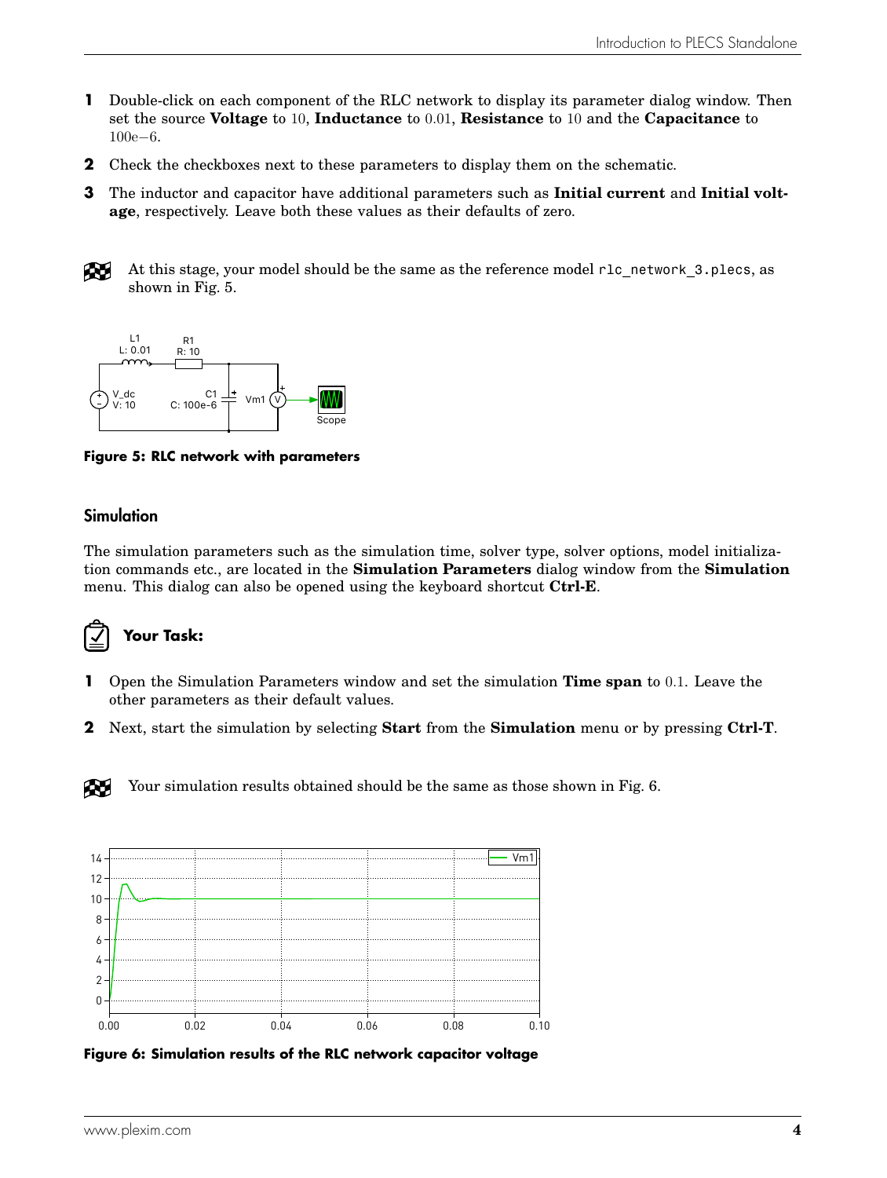1. Double-click on each component of the RLC network to display its parameter dialog window. Then set the source **Voltage** to 10, **Inductance** to 0.01, **Resistance** to 10 and the **Capacitance** to 100e−6.
2. Check the checkboxes next to these parameters to display them on the schematic.
3. The inductor and capacitor have additional parameters such as **Initial current** and **Initial voltage**, respectively. Leave both these values as their defaults of zero.

At this stage, your model should be the same as the reference model `rlc_network_3.plecs`, as shown in Fig. 5.

**Figure 5: RLC network with parameters**

## Simulation

The simulation parameters such as the simulation time, solver type, solver options, model initialization commands etc., are located in the **Simulation Parameters** dialog window from the **Simulation** menu. This dialog can also be opened using the keyboard shortcut **Ctrl-E**.

### Your Task:

1. Open the Simulation Parameters window and set the simulation **Time span** to 0.1. Leave the other parameters as their default values.
2. Next, start the simulation by selecting **Start** from the **Simulation** menu or by pressing **Ctrl-T**.

Your simulation results obtained should be the same as those shown in Fig. 6.

**Figure 6: Simulation results of the RLC network capacitor voltage**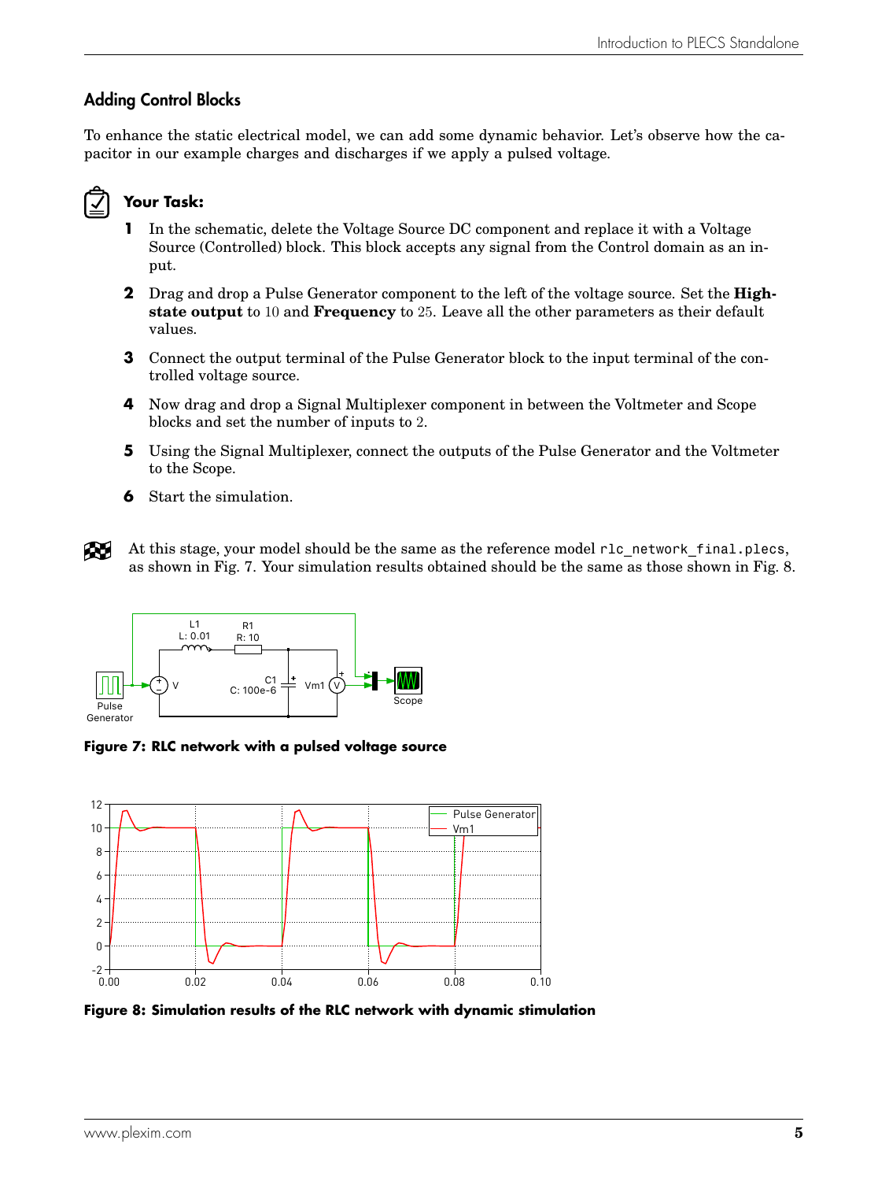## Adding Control Blocks

To enhance the static electrical model, we can add some dynamic behavior. Let's observe how the capacitor in our example charges and discharges if we apply a pulsed voltage.

**Your Task:**

1. In the schematic, delete the Voltage Source DC component and replace it with a Voltage Source (Controlled) block. This block accepts any signal from the Control domain as an input.
2. Drag and drop a Pulse Generator component to the left of the voltage source. Set the **High-state output** to 10 and **Frequency** to 25. Leave all the other parameters as their default values.
3. Connect the output terminal of the Pulse Generator block to the input terminal of the controlled voltage source.
4. Now drag and drop a Signal Multiplexer component in between the Voltmeter and Scope blocks and set the number of inputs to 2.
5. Using the Signal Multiplexer, connect the outputs of the Pulse Generator and the Voltmeter to the Scope.
6. Start the simulation.

At this stage, your model should be the same as the reference model `rlc_network_final.plecs`, as shown in Fig. 7. Your simulation results obtained should be the same as those shown in Fig. 8.

**Figure 7: RLC network with a pulsed voltage source**

**Figure 8: Simulation results of the RLC network with dynamic stimulation**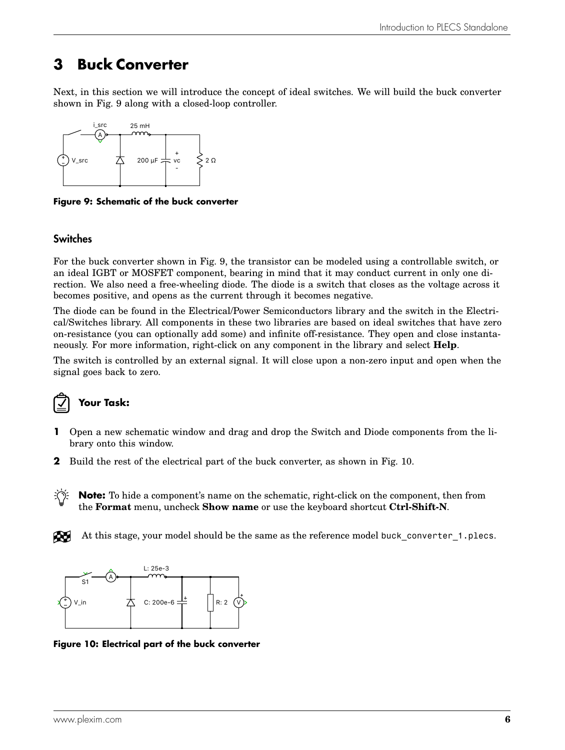# 3 Buck Converter

Next, in this section we will introduce the concept of ideal switches. We will build the buck converter shown in Fig. 9 along with a closed-loop controller.

**Figure 9: Schematic of the buck converter**

## Switches

For the buck converter shown in Fig. 9, the transistor can be modeled using a controllable switch, or an ideal IGBT or MOSFET component, bearing in mind that it may conduct current in only one direction. We also need a free-wheeling diode. The diode is a switch that closes as the voltage across it becomes positive, and opens as the current through it becomes negative.

The diode can be found in the Electrical/Power Semiconductors library and the switch in the Electrical/Switches library. All components in these two libraries are based on ideal switches that have zero on-resistance (you can optionally add some) and infinite off-resistance. They open and close instantaneously. For more information, right-click on any component in the library and select **Help**.

The switch is controlled by an external signal. It will close upon a non-zero input and open when the signal goes back to zero.

**Your Task:**

1. Open a new schematic window and drag and drop the Switch and Diode components from the library onto this window.
2. Build the rest of the electrical part of the buck converter, as shown in Fig. 10.

**Note:** To hide a component's name on the schematic, right-click on the component, then from the **Format** menu, uncheck **Show name** or use the keyboard shortcut **Ctrl-Shift-N**.

At this stage, your model should be the same as the reference model `buck_converter_1.plecs`.

**Figure 10: Electrical part of the buck converter**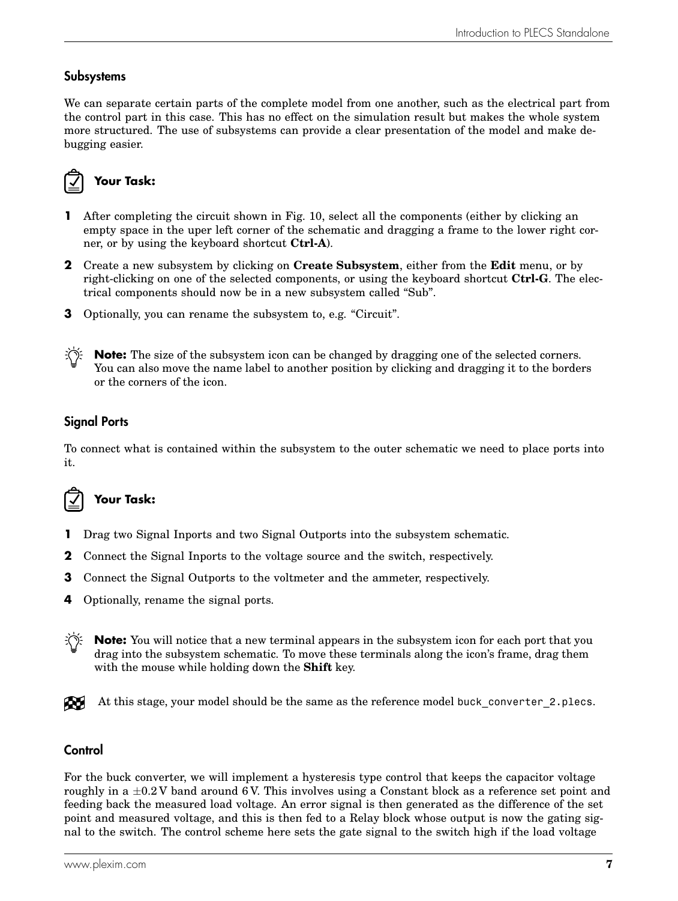## Subsystems

We can separate certain parts of the complete model from one another, such as the electrical part from the control part in this case. This has no effect on the simulation result but makes the whole system more structured. The use of subsystems can provide a clear presentation of the model and make debugging easier.

**Your Task:**

1. After completing the circuit shown in Fig. 10, select all the components (either by clicking an empty space in the uper left corner of the schematic and dragging a frame to the lower right corner, or by using the keyboard shortcut **Ctrl-A**).
2. Create a new subsystem by clicking on **Create Subsystem**, either from the **Edit** menu, or by right-clicking on one of the selected components, or using the keyboard shortcut **Ctrl-G**. The electrical components should now be in a new subsystem called "Sub".
3. Optionally, you can rename the subsystem to, e.g. "Circuit".

**Note:** The size of the subsystem icon can be changed by dragging one of the selected corners. You can also move the name label to another position by clicking and dragging it to the borders or the corners of the icon.

## Signal Ports

To connect what is contained within the subsystem to the outer schematic we need to place ports into it.

**Your Task:**

1. Drag two Signal Inports and two Signal Outports into the subsystem schematic.
2. Connect the Signal Inports to the voltage source and the switch, respectively.
3. Connect the Signal Outports to the voltmeter and the ammeter, respectively.
4. Optionally, rename the signal ports.

**Note:** You will notice that a new terminal appears in the subsystem icon for each port that you drag into the subsystem schematic. To move these terminals along the icon's frame, drag them with the mouse while holding down the **Shift** key.

At this stage, your model should be the same as the reference model `buck_converter_2.plecs`.

## Control

For the buck converter, we will implement a hysteresis type control that keeps the capacitor voltage roughly in a $\pm 0.2\,\mathrm{V}$ band around $6\,\mathrm{V}$. This involves using a Constant block as a reference set point and feeding back the measured load voltage. An error signal is then generated as the difference of the set point and measured voltage, and this is then fed to a Relay block whose output is now the gating signal to the switch. The control scheme here sets the gate signal to the switch high if the load voltage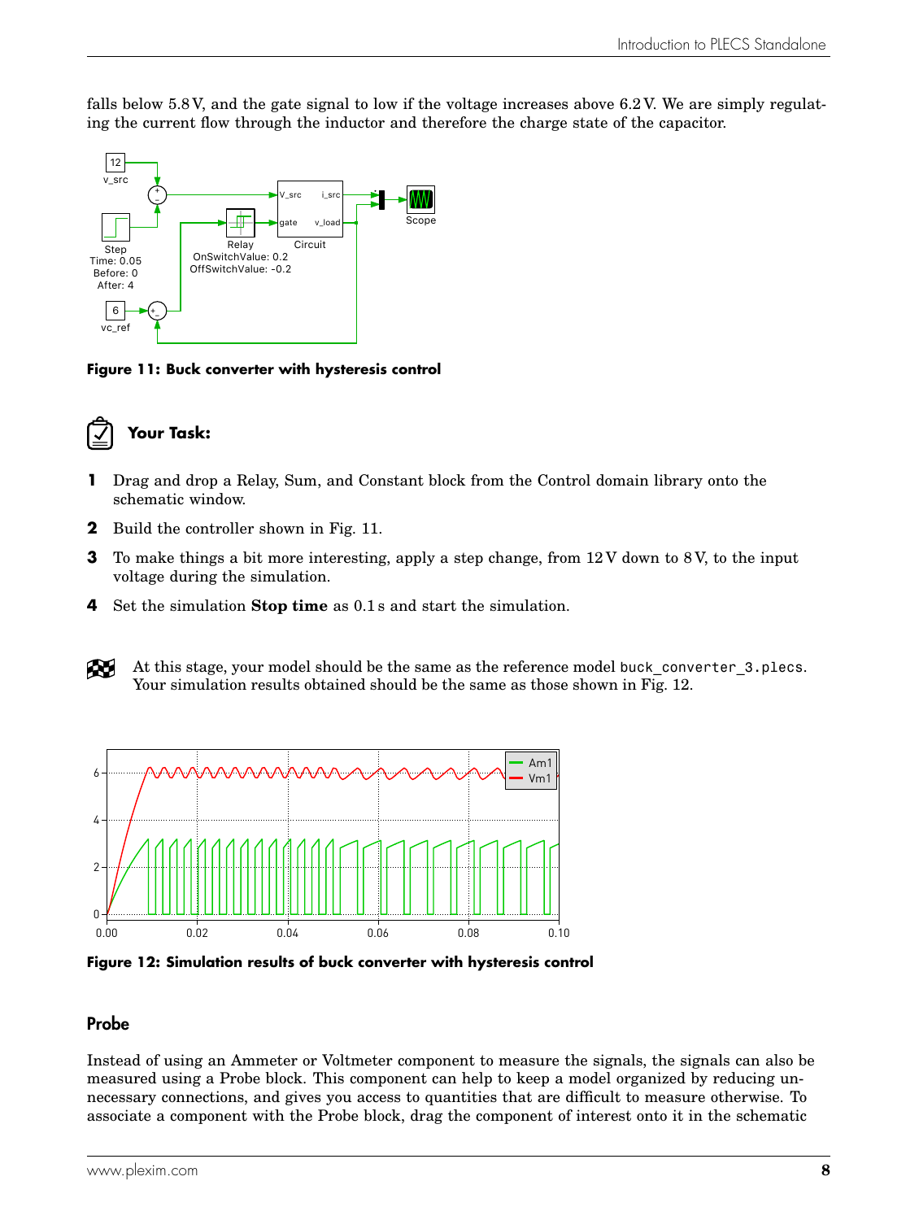falls below 5.8 V, and the gate signal to low if the voltage increases above 6.2 V. We are simply regulating the current flow through the inductor and therefore the charge state of the capacitor.

**Figure 11: Buck converter with hysteresis control**

### Your Task:

1. Drag and drop a Relay, Sum, and Constant block from the Control domain library onto the schematic window.
2. Build the controller shown in Fig. 11.
3. To make things a bit more interesting, apply a step change, from 12 V down to 8 V, to the input voltage during the simulation.
4. Set the simulation **Stop time** as 0.1 s and start the simulation.

At this stage, your model should be the same as the reference model `buck_converter_3.plecs`. Your simulation results obtained should be the same as those shown in Fig. 12.

**Figure 12: Simulation results of buck converter with hysteresis control**

## Probe

Instead of using an Ammeter or Voltmeter component to measure the signals, the signals can also be measured using a Probe block. This component can help to keep a model organized by reducing unnecessary connections, and gives you access to quantities that are difficult to measure otherwise. To associate a component with the Probe block, drag the component of interest onto it in the schematic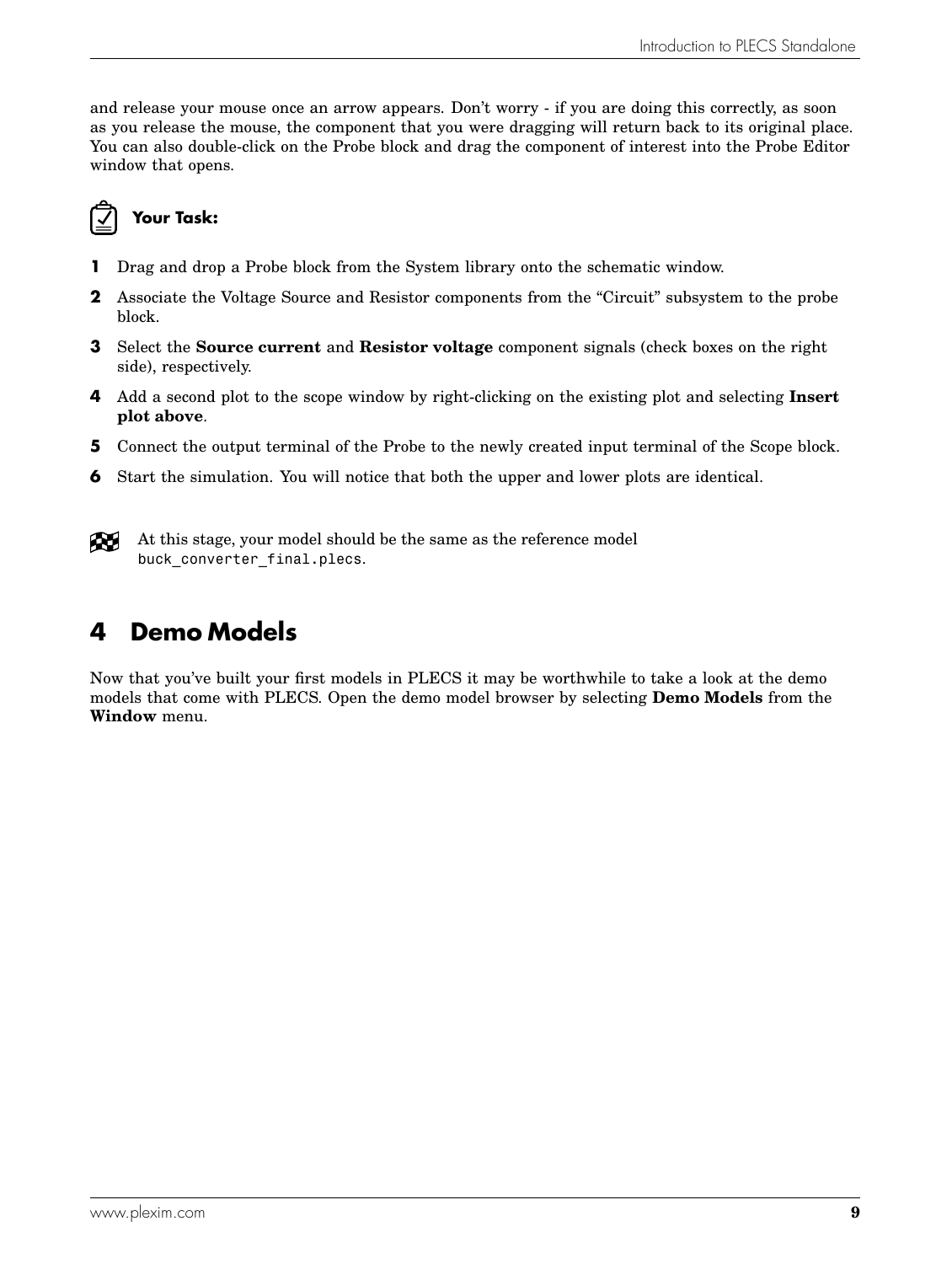and release your mouse once an arrow appears. Don't worry - if you are doing this correctly, as soon as you release the mouse, the component that you were dragging will return back to its original place. You can also double-click on the Probe block and drag the component of interest into the Probe Editor window that opens.

**Your Task:**

1. Drag and drop a Probe block from the System library onto the schematic window.
2. Associate the Voltage Source and Resistor components from the "Circuit" subsystem to the probe block.
3. Select the **Source current** and **Resistor voltage** component signals (check boxes on the right side), respectively.
4. Add a second plot to the scope window by right-clicking on the existing plot and selecting **Insert plot above**.
5. Connect the output terminal of the Probe to the newly created input terminal of the Scope block.
6. Start the simulation. You will notice that both the upper and lower plots are identical.

At this stage, your model should be the same as the reference model `buck_converter_final.plecs`.

## 4 Demo Models

Now that you've built your first models in PLECS it may be worthwhile to take a look at the demo models that come with PLECS. Open the demo model browser by selecting **Demo Models** from the **Window** menu.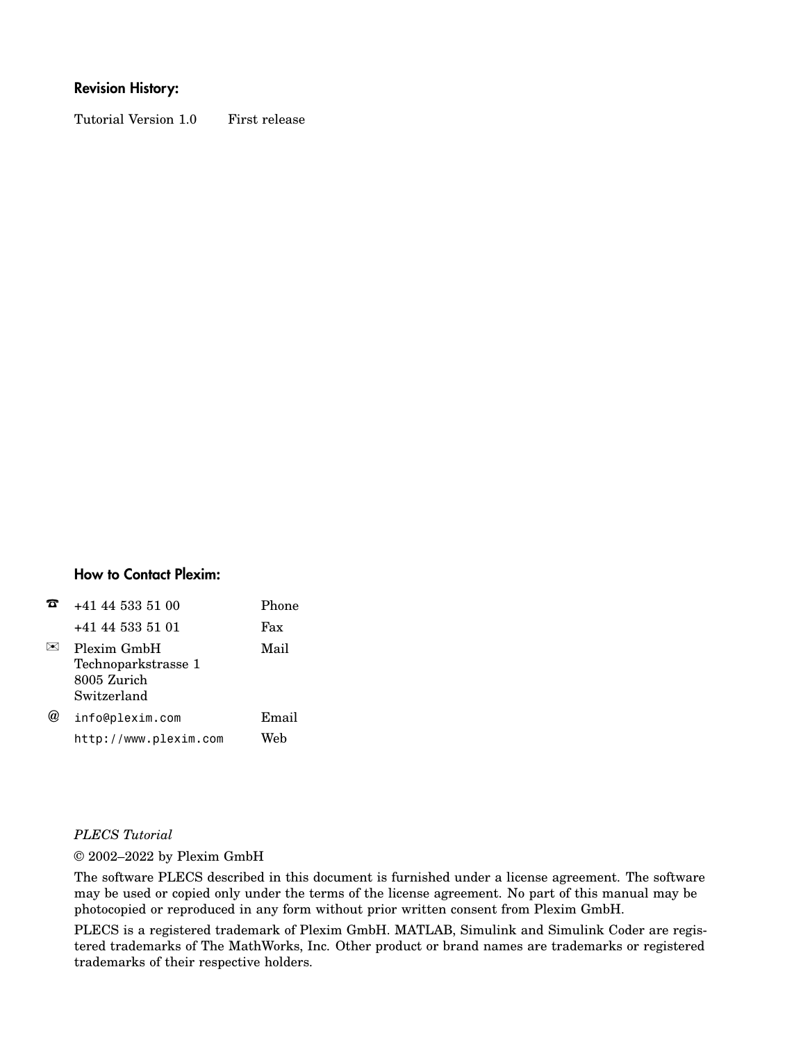### Revision History:

| | |
|---|---|
| Tutorial Version 1.0 | First release |

### How to Contact Plexim:

| | | |
|---|---|---|
| ☎ | +41 44 533 51 00 | Phone |
| | +41 44 533 51 01 | Fax |
| ✉ | Plexim GmbH<br>Technoparkstrasse 1<br>8005 Zurich<br>Switzerland | Mail |
| @ | info@plexim.com | Email |
| | http://www.plexim.com | Web |

*PLECS Tutorial*

© 2002–2022 by Plexim GmbH

The software PLECS described in this document is furnished under a license agreement. The software may be used or copied only under the terms of the license agreement. No part of this manual may be photocopied or reproduced in any form without prior written consent from Plexim GmbH.

PLECS is a registered trademark of Plexim GmbH. MATLAB, Simulink and Simulink Coder are registered trademarks of The MathWorks, Inc. Other product or brand names are trademarks or registered trademarks of their respective holders.